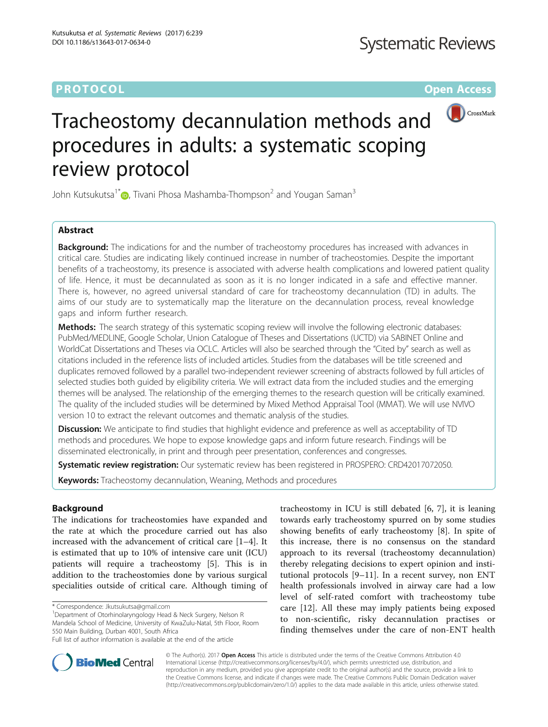PROTOCOL Open Access

# Tracheostomy decannulation methods and procedures in adults: a systematic scoping review protocol

John Kutsukutsa[1*], Tivani Phosa Mashamba-Thompson[2] and Yougan Saman[3]

## Abstract

**Background:** The indications for and the number of tracheostomy procedures has increased with advances in critical care. Studies are indicating likely continued increase in number of tracheostomies. Despite the important benefits of a tracheostomy, its presence is associated with adverse health complications and lowered patient quality of life. Hence, it must be decannulated as soon as it is no longer indicated in a safe and effective manner. There is, however, no agreed universal standard of care for tracheostomy decannulation (TD) in adults. The aims of our study are to systematically map the literature on the decannulation process, reveal knowledge gaps and inform further research.

**Methods:** The search strategy of this systematic scoping review will involve the following electronic databases: PubMed/MEDLINE, Google Scholar, Union Catalogue of Theses and Dissertations (UCTD) via SABINET Online and WorldCat Dissertations and Theses via OCLC. Articles will also be searched through the "Cited by" search as well as citations included in the reference lists of included articles. Studies from the databases will be title screened and duplicates removed followed by a parallel two-independent reviewer screening of abstracts followed by full articles of selected studies both guided by eligibility criteria. We will extract data from the included studies and the emerging themes will be analysed. The relationship of the emerging themes to the research question will be critically examined. The quality of the included studies will be determined by Mixed Method Appraisal Tool (MMAT). We will use NVIVO version 10 to extract the relevant outcomes and thematic analysis of the studies.

**Discussion:** We anticipate to find studies that highlight evidence and preference as well as acceptability of TD methods and procedures. We hope to expose knowledge gaps and inform future research. Findings will be disseminated electronically, in print and through peer presentation, conferences and congresses.

**Systematic review registration:** Our systematic review has been registered in PROSPERO: CRD42017072050.

**Keywords:** Tracheostomy decannulation, Weaning, Methods and procedures

## Background

The indications for tracheostomies have expanded and the rate at which the procedure carried out has also increased with the advancement of critical care [1–4]. It is estimated that up to 10% of intensive care unit (ICU) patients will require a tracheostomy [5]. This is in addition to the tracheostomies done by various surgical specialities outside of critical care. Although timing of tracheostomy in ICU is still debated [6, 7], it is leaning towards early tracheostomy spurred on by some studies showing benefits of early tracheostomy [8]. In spite of this increase, there is no consensus on the standard approach to its reversal (tracheostomy decannulation) thereby relegating decisions to expert opinion and institutional protocols [9–11]. In a recent survey, non ENT health professionals involved in airway care had a low level of self-rated comfort with tracheostomy tube care [12]. All these may imply patients being exposed to non-scientific, risky decannulation practises or finding themselves under the care of non-ENT health

\* Correspondence: Jkutsukutsa@gmail.com
[1]Department of Otorhinolaryngology Head & Neck Surgery, Nelson R Mandela School of Medicine, University of KwaZulu-Natal, 5th Floor, Room 550 Main Building, Durban 4001, South Africa
Full list of author information is available at the end of the article

© The Author(s). 2017 **Open Access** This article is distributed under the terms of the Creative Commons Attribution 4.0 International License (http://creativecommons.org/licenses/by/4.0/), which permits unrestricted use, distribution, and reproduction in any medium, provided you give appropriate credit to the original author(s) and the source, provide a link to the Creative Commons license, and indicate if changes were made. The Creative Commons Public Domain Dedication waiver (http://creativecommons.org/publicdomain/zero/1.0/) applies to the data made available in this article, unless otherwise stated.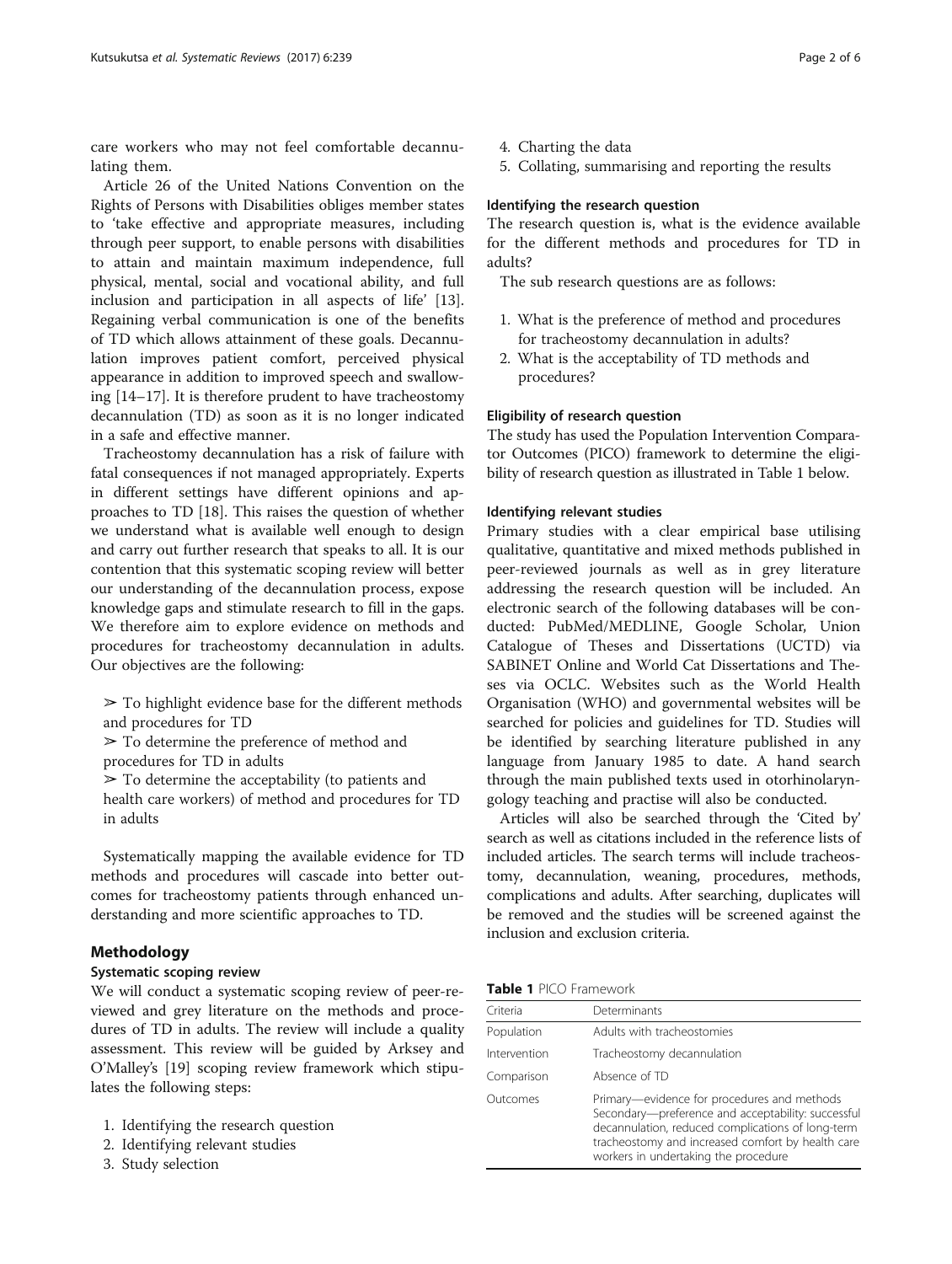care workers who may not feel comfortable decannulating them.

Article 26 of the United Nations Convention on the Rights of Persons with Disabilities obliges member states to 'take effective and appropriate measures, including through peer support, to enable persons with disabilities to attain and maintain maximum independence, full physical, mental, social and vocational ability, and full inclusion and participation in all aspects of life' [13]. Regaining verbal communication is one of the benefits of TD which allows attainment of these goals. Decannulation improves patient comfort, perceived physical appearance in addition to improved speech and swallowing [14–17]. It is therefore prudent to have tracheostomy decannulation (TD) as soon as it is no longer indicated in a safe and effective manner.

Tracheostomy decannulation has a risk of failure with fatal consequences if not managed appropriately. Experts in different settings have different opinions and approaches to TD [18]. This raises the question of whether we understand what is available well enough to design and carry out further research that speaks to all. It is our contention that this systematic scoping review will better our understanding of the decannulation process, expose knowledge gaps and stimulate research to fill in the gaps. We therefore aim to explore evidence on methods and procedures for tracheostomy decannulation in adults. Our objectives are the following:

- ➢ To highlight evidence base for the different methods and procedures for TD
- ➢ To determine the preference of method and procedures for TD in adults
- ➢ To determine the acceptability (to patients and health care workers) of method and procedures for TD in adults

Systematically mapping the available evidence for TD methods and procedures will cascade into better outcomes for tracheostomy patients through enhanced understanding and more scientific approaches to TD.

## Methodology

### Systematic scoping review

We will conduct a systematic scoping review of peer-reviewed and grey literature on the methods and procedures of TD in adults. The review will include a quality assessment. This review will be guided by Arksey and O'Malley's [19] scoping review framework which stipulates the following steps:

1. Identifying the research question
2. Identifying relevant studies
3. Study selection
4. Charting the data
5. Collating, summarising and reporting the results

### Identifying the research question

The research question is, what is the evidence available for the different methods and procedures for TD in adults?

The sub research questions are as follows:

1. What is the preference of method and procedures for tracheostomy decannulation in adults?
2. What is the acceptability of TD methods and procedures?

### Eligibility of research question

The study has used the Population Intervention Comparator Outcomes (PICO) framework to determine the eligibility of research question as illustrated in Table 1 below.

### Identifying relevant studies

Primary studies with a clear empirical base utilising qualitative, quantitative and mixed methods published in peer-reviewed journals as well as in grey literature addressing the research question will be included. An electronic search of the following databases will be conducted: PubMed/MEDLINE, Google Scholar, Union Catalogue of Theses and Dissertations (UCTD) via SABINET Online and World Cat Dissertations and Theses via OCLC. Websites such as the World Health Organisation (WHO) and governmental websites will be searched for policies and guidelines for TD. Studies will be identified by searching literature published in any language from January 1985 to date. A hand search through the main published texts used in otorhinolaryngology teaching and practise will also be conducted.

Articles will also be searched through the 'Cited by' search as well as citations included in the reference lists of included articles. The search terms will include tracheostomy, decannulation, weaning, procedures, methods, complications and adults. After searching, duplicates will be removed and the studies will be screened against the inclusion and exclusion criteria.

**Table 1** PICO Framework

| Criteria | Determinants |
|---|---|
| Population | Adults with tracheostomies |
| Intervention | Tracheostomy decannulation |
| Comparison | Absence of TD |
| Outcomes | Primary—evidence for procedures and methods<br>Secondary—preference and acceptability: successful decannulation, reduced complications of long-term tracheostomy and increased comfort by health care workers in undertaking the procedure |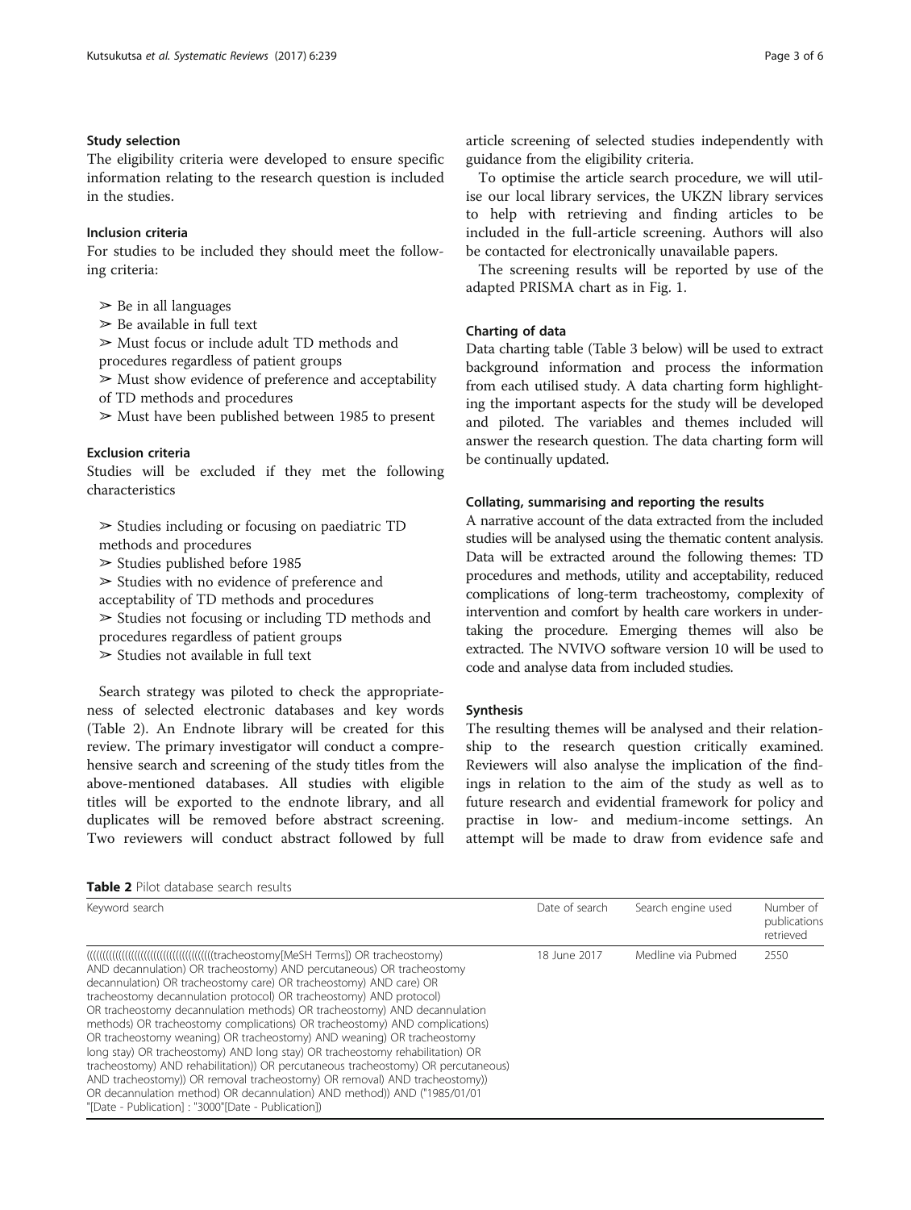### Study selection

The eligibility criteria were developed to ensure specific information relating to the research question is included in the studies.

### Inclusion criteria

For studies to be included they should meet the following criteria:

- ➢ Be in all languages
- ➢ Be available in full text
- ➢ Must focus or include adult TD methods and procedures regardless of patient groups
- ➢ Must show evidence of preference and acceptability of TD methods and procedures
- ➢ Must have been published between 1985 to present

### Exclusion criteria

Studies will be excluded if they met the following characteristics

- ➢ Studies including or focusing on paediatric TD methods and procedures
- ➢ Studies published before 1985
- ➢ Studies with no evidence of preference and acceptability of TD methods and procedures
- ➢ Studies not focusing or including TD methods and procedures regardless of patient groups
- ➢ Studies not available in full text

Search strategy was piloted to check the appropriateness of selected electronic databases and key words (Table 2). An Endnote library will be created for this review. The primary investigator will conduct a comprehensive search and screening of the study titles from the above-mentioned databases. All studies with eligible titles will be exported to the endnote library, and all duplicates will be removed before abstract screening. Two reviewers will conduct abstract followed by full article screening of selected studies independently with guidance from the eligibility criteria.

To optimise the article search procedure, we will utilise our local library services, the UKZN library services to help with retrieving and finding articles to be included in the full-article screening. Authors will also be contacted for electronically unavailable papers.

The screening results will be reported by use of the adapted PRISMA chart as in Fig. 1.

### Charting of data

Data charting table (Table 3 below) will be used to extract background information and process the information from each utilised study. A data charting form highlighting the important aspects for the study will be developed and piloted. The variables and themes included will answer the research question. The data charting form will be continually updated.

### Collating, summarising and reporting the results

A narrative account of the data extracted from the included studies will be analysed using the thematic content analysis. Data will be extracted around the following themes: TD procedures and methods, utility and acceptability, reduced complications of long-term tracheostomy, complexity of intervention and comfort by health care workers in undertaking the procedure. Emerging themes will also be extracted. The NVIVO software version 10 will be used to code and analyse data from included studies.

### Synthesis

The resulting themes will be analysed and their relationship to the research question critically examined. Reviewers will also analyse the implication of the findings in relation to the aim of the study as well as to future research and evidential framework for policy and practise in low- and medium-income settings. An attempt will be made to draw from evidence safe and

**Table 2** Pilot database search results

| Keyword search | Date of search | Search engine used | Number of publications retrieved |
|---|---|---|---|
| ((((((((((((((((((((((((((((((((((((((tracheostomy[MeSH Terms]) OR tracheostomy) AND decannulation) OR tracheostomy) AND percutaneous) OR tracheostomy decannulation) OR tracheostomy care) OR tracheostomy) AND care) OR tracheostomy decannulation protocol) OR tracheostomy) AND protocol) OR tracheostomy decannulation methods) OR tracheostomy) AND decannulation methods) OR tracheostomy complications) OR tracheostomy) AND complications) OR tracheostomy weaning) OR tracheostomy) AND weaning) OR tracheostomy long stay) OR tracheostomy) AND long stay) OR tracheostomy rehabilitation) OR tracheostomy) AND rehabilitation)) OR percutaneous tracheostomy) OR percutaneous) AND tracheostomy)) OR removal tracheostomy) OR removal) AND tracheostomy)) OR decannulation method) OR decannulation) AND method)) AND ("1985/01/01 "[Date - Publication] : "3000"[Date - Publication]) | 18 June 2017 | Medline via Pubmed | 2550 |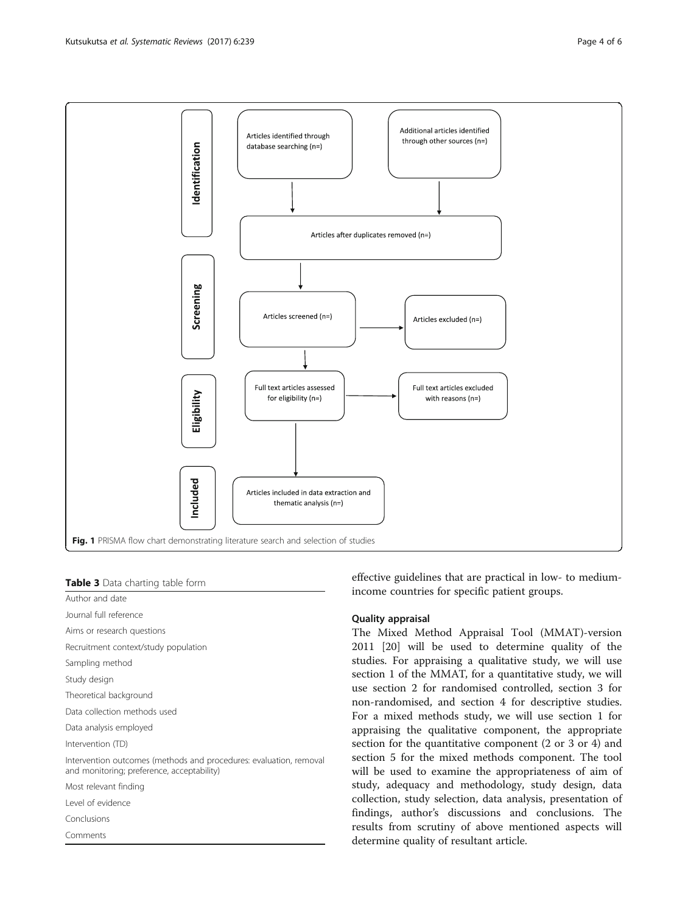effective guidelines that are practical in low- to medium-income countries for specific patient groups.

**Identification**

- Articles identified through database searching (n=)
- Additional articles identified through other sources (n=)
- Articles after duplicates removed (n=)

**Screening**

- Articles screened (n=)
- Articles excluded (n=)

**Eligibility**

- Full text articles assessed for eligibility (n=)
- Full text articles excluded with reasons (n=)

**Included**

- Articles included in data extraction and thematic analysis (n=)

**Fig. 1** PRISMA flow chart demonstrating literature search and selection of studies

**Table 3** Data charting table form

| |
|---|
| Author and date |
| Journal full reference |
| Aims or research questions |
| Recruitment context/study population |
| Sampling method |
| Study design |
| Theoretical background |
| Data collection methods used |
| Data analysis employed |
| Intervention (TD) |
| Intervention outcomes (methods and procedures: evaluation, removal and monitoring; preference, acceptability) |
| Most relevant finding |
| Level of evidence |
| Conclusions |
| Comments |

### Quality appraisal

The Mixed Method Appraisal Tool (MMAT)-version 2011 [20] will be used to determine quality of the studies. For appraising a qualitative study, we will use section 1 of the MMAT, for a quantitative study, we will use section 2 for randomised controlled, section 3 for non-randomised, and section 4 for descriptive studies. For a mixed methods study, we will use section 1 for appraising the qualitative component, the appropriate section for the quantitative component (2 or 3 or 4) and section 5 for the mixed methods component. The tool will be used to examine the appropriateness of aim of study, adequacy and methodology, study design, data collection, study selection, data analysis, presentation of findings, author's discussions and conclusions. The results from scrutiny of above mentioned aspects will determine quality of resultant article.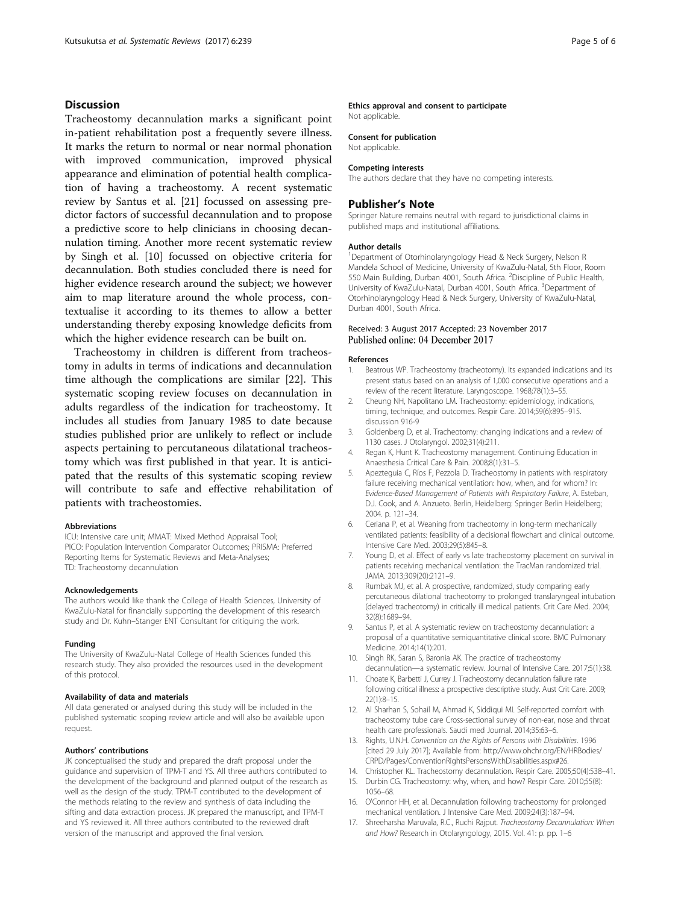## Discussion

Tracheostomy decannulation marks a significant point in-patient rehabilitation post a frequently severe illness. It marks the return to normal or near normal phonation with improved communication, improved physical appearance and elimination of potential health complication of having a tracheostomy. A recent systematic review by Santus et al. [21] focussed on assessing predictor factors of successful decannulation and to propose a predictive score to help clinicians in choosing decannulation timing. Another more recent systematic review by Singh et al. [10] focussed on objective criteria for decannulation. Both studies concluded there is need for higher evidence research around the subject; we however aim to map literature around the whole process, contextualise it according to its themes to allow a better understanding thereby exposing knowledge deficits from which the higher evidence research can be built on.

Tracheostomy in children is different from tracheostomy in adults in terms of indications and decannulation time although the complications are similar [22]. This systematic scoping review focuses on decannulation in adults regardless of the indication for tracheostomy. It includes all studies from January 1985 to date because studies published prior are unlikely to reflect or include aspects pertaining to percutaneous dilatational tracheostomy which was first published in that year. It is anticipated that the results of this systematic scoping review will contribute to safe and effective rehabilitation of patients with tracheostomies.

#### Abbreviations

ICU: Intensive care unit; MMAT: Mixed Method Appraisal Tool; PICO: Population Intervention Comparator Outcomes; PRISMA: Preferred Reporting Items for Systematic Reviews and Meta-Analyses; TD: Tracheostomy decannulation

#### Acknowledgements

The authors would like thank the College of Health Sciences, University of KwaZulu-Natal for financially supporting the development of this research study and Dr. Kuhn–Stanger ENT Consultant for critiquing the work.

#### Funding

The University of KwaZulu-Natal College of Health Sciences funded this research study. They also provided the resources used in the development of this protocol.

#### Availability of data and materials

All data generated or analysed during this study will be included in the published systematic scoping review article and will also be available upon request.

#### Authors' contributions

JK conceptualised the study and prepared the draft proposal under the guidance and supervision of TPM-T and YS. All three authors contributed to the development of the background and planned output of the research as well as the design of the study. TPM-T contributed to the development of the methods relating to the review and synthesis of data including the sifting and data extraction process. JK prepared the manuscript, and TPM-T and YS reviewed it. All three authors contributed to the reviewed draft version of the manuscript and approved the final version.

#### Ethics approval and consent to participate

Not applicable.

#### Consent for publication

Not applicable.

#### Competing interests

The authors declare that they have no competing interests.

## Publisher's Note

Springer Nature remains neutral with regard to jurisdictional claims in published maps and institutional affiliations.

#### Author details

[1]Department of Otorhinolaryngology Head & Neck Surgery, Nelson R Mandela School of Medicine, University of KwaZulu-Natal, 5th Floor, Room 550 Main Building, Durban 4001, South Africa. [2]Discipline of Public Health, University of KwaZulu-Natal, Durban 4001, South Africa. [3]Department of Otorhinolaryngology Head & Neck Surgery, University of KwaZulu-Natal, Durban 4001, South Africa.

Received: 3 August 2017 Accepted: 23 November 2017
Published online: 04 December 2017

#### References

1. Beatrous WP. Tracheostomy (tracheotomy). Its expanded indications and its present status based on an analysis of 1,000 consecutive operations and a review of the recent literature. Laryngoscope. 1968;78(1):3–55.
2. Cheung NH, Napolitano LM. Tracheostomy: epidemiology, indications, timing, technique, and outcomes. Respir Care. 2014;59(6):895–915. discussion 916-9
3. Goldenberg D, et al. Tracheotomy: changing indications and a review of 1130 cases. J Otolaryngol. 2002;31(4):211.
4. Regan K, Hunt K. Tracheostomy management. Continuing Education in Anaesthesia Critical Care & Pain. 2008;8(1):31–5.
5. Apezteguia C, Rios F, Pezzola D. Tracheostomy in patients with respiratory failure receiving mechanical ventilation: how, when, and for whom? In: *Evidence-Based Management of Patients with Respiratory Failure*, A. Esteban, D.J. Cook, and A. Anzueto. Berlin, Heidelberg: Springer Berlin Heidelberg; 2004. p. 121–34.
6. Ceriana P, et al. Weaning from tracheotomy in long-term mechanically ventilated patients: feasibility of a decisional flowchart and clinical outcome. Intensive Care Med. 2003;29(5):845–8.
7. Young D, et al. Effect of early vs late tracheostomy placement on survival in patients receiving mechanical ventilation: the TracMan randomized trial. JAMA. 2013;309(20):2121–9.
8. Rumbak MJ, et al. A prospective, randomized, study comparing early percutaneous dilational tracheotomy to prolonged translaryngeal intubation (delayed tracheotomy) in critically ill medical patients. Crit Care Med. 2004; 32(8):1689–94.
9. Santus P, et al. A systematic review on tracheostomy decannulation: a proposal of a quantitative semiquantitative clinical score. BMC Pulmonary Medicine. 2014;14(1):201.
10. Singh RK, Saran S, Baronia AK. The practice of tracheostomy decannulation—a systematic review. Journal of Intensive Care. 2017;5(1):38.
11. Choate K, Barbetti J, Currey J. Tracheostomy decannulation failure rate following critical illness: a prospective descriptive study. Aust Crit Care. 2009; 22(1):8–15.
12. Al Sharhan S, Sohail M, Ahmad K, Siddiqui MI. Self-reported comfort with tracheostomy tube care Cross-sectional survey of non-ear, nose and throat health care professionals. Saudi med Journal. 2014;35:63–6.
13. Rights, U.N.H. *Convention on the Rights of Persons with Disabilities*. 1996 [cited 29 July 2017]; Available from: http://www.ohchr.org/EN/HRBodies/CRPD/Pages/ConventionRightsPersonsWithDisabilities.aspx#26.
14. Christopher KL. Tracheostomy decannulation. Respir Care. 2005;50(4):538–41.
15. Durbin CG. Tracheostomy: why, when, and how? Respir Care. 2010;55(8): 1056–68.
16. O'Connor HH, et al. Decannulation following tracheostomy for prolonged mechanical ventilation. J Intensive Care Med. 2009;24(3):187–94.
17. Shreeharsha Maruvala, R.C., Ruchi Rajput. *Tracheostomy Decannulation: When and How?* Research in Otolaryngology, 2015. Vol. 41: p. pp. 1–6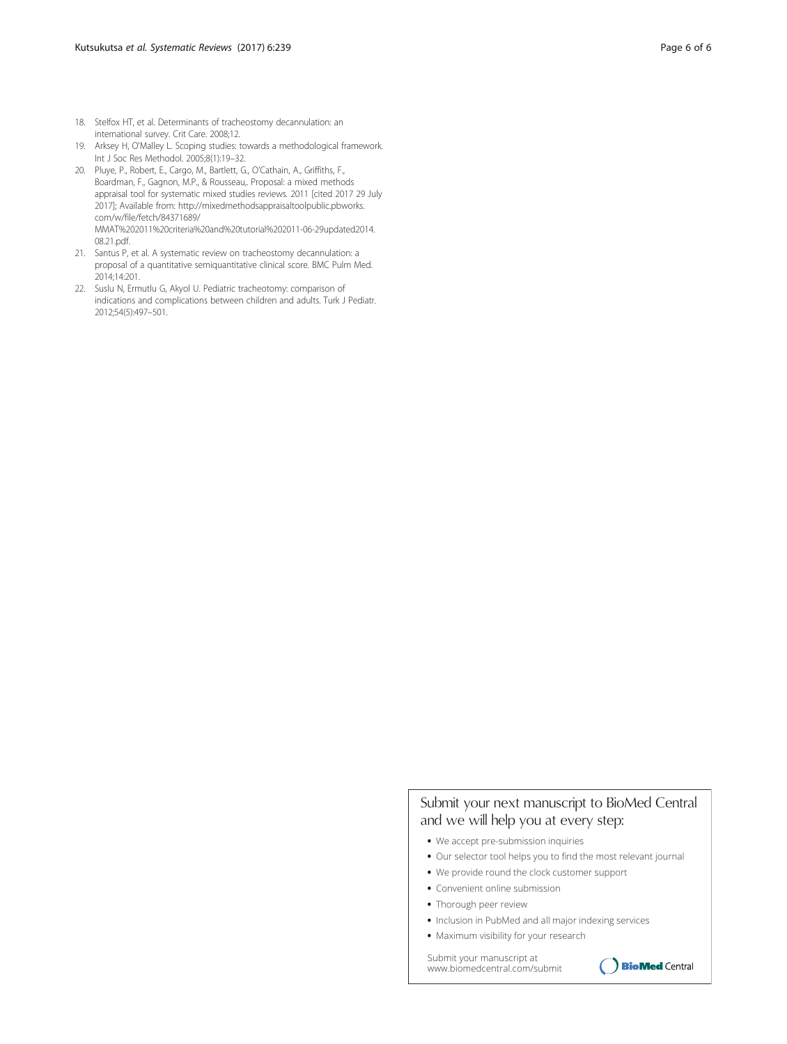18. Stelfox HT, et al. Determinants of tracheostomy decannulation: an international survey. Crit Care. 2008;12.
19. Arksey H, O'Malley L. Scoping studies: towards a methodological framework. Int J Soc Res Methodol. 2005;8(1):19–32.
20. Pluye, P., Robert, E., Cargo, M., Bartlett, G., O'Cathain, A., Griffiths, F., Boardman, F., Gagnon, M.P., & Rousseau,. Proposal: a mixed methods appraisal tool for systematic mixed studies reviews. 2011 [cited 2017 29 July 2017]; Available from: http://mixedmethodsappraisaltoolpublic.pbworks.com/w/file/fetch/84371689/MMAT%202011%20criteria%20and%20tutorial%202011-06-29updated2014.08.21.pdf.
21. Santus P, et al. A systematic review on tracheostomy decannulation: a proposal of a quantitative semiquantitative clinical score. BMC Pulm Med. 2014;14:201.
22. Suslu N, Ermutlu G, Akyol U. Pediatric tracheotomy: comparison of indications and complications between children and adults. Turk J Pediatr. 2012;54(5):497–501.

Submit your next manuscript to BioMed Central and we will help you at every step:

- We accept pre-submission inquiries
- Our selector tool helps you to find the most relevant journal
- We provide round the clock customer support
- Convenient online submission
- Thorough peer review
- Inclusion in PubMed and all major indexing services
- Maximum visibility for your research

Submit your manuscript at
www.biomedcentral.com/submit

BioMed Central